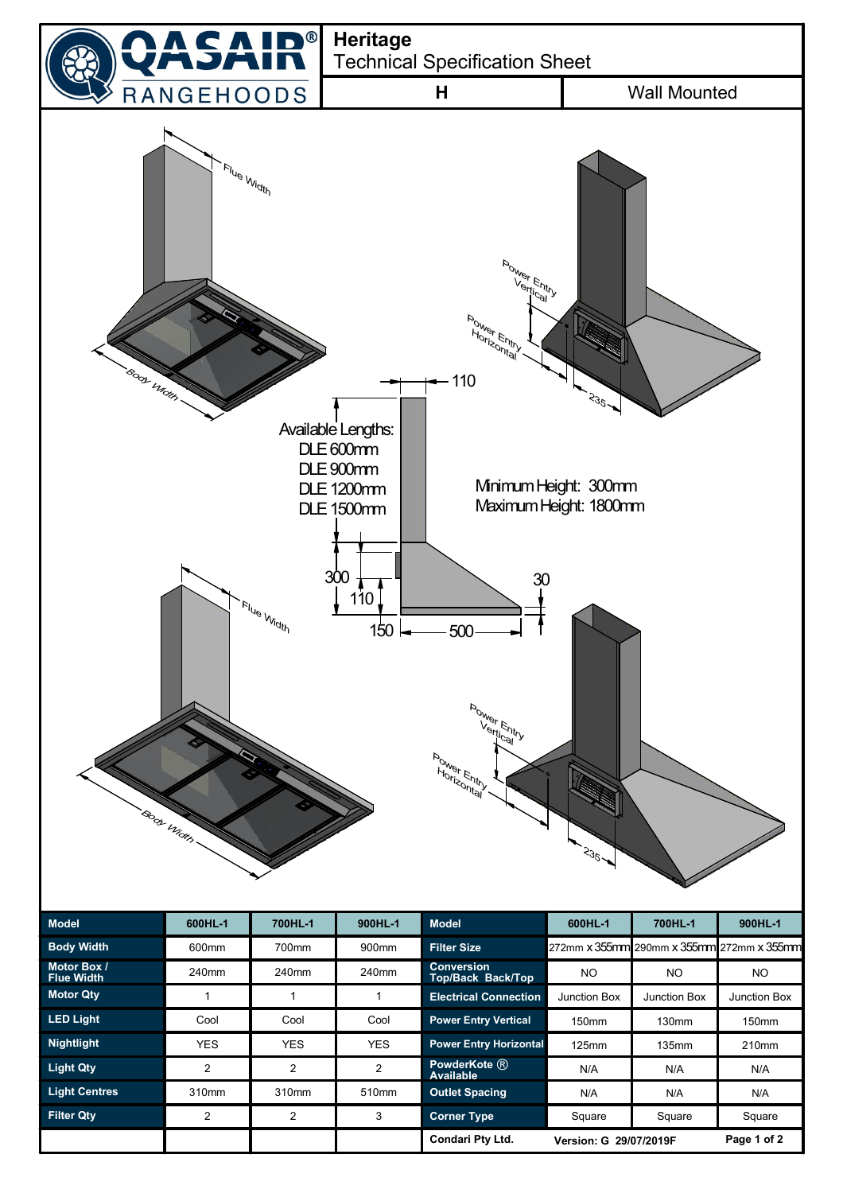# QASAIR RANGEHOODS

## Heritage
Technical Specification Sheet

**H** | Wall Mounted

Flue Width

Power Entry Vertical

Power Entry Horizontal

Body Width

110

235

Available Lengths:
DLE 600mm
DLE 900mm
DLE 1200mm
DLE 1500mm

Minimum Height: 300mm
Maximum Height: 1800mm

300

110

150

500

30

| Model | 600HL-1 | 700HL-1 | 900HL-1 | Model | 600HL-1 | 700HL-1 | 900HL-1 |
|---|---|---|---|---|---|---|---|
| Body Width | 600mm | 700mm | 900mm | Filter Size | 272mm x 355mm | 290mm x 355mm | 272mm x 355mm |
| Motor Box / Flue Width | 240mm | 240mm | 240mm | Conversion Top/Back Back/Top | NO | NO | NO |
| Motor Qty | 1 | 1 | 1 | Electrical Connection | Junction Box | Junction Box | Junction Box |
| LED Light | Cool | Cool | Cool | Power Entry Vertical | 150mm | 130mm | 150mm |
| Nightlight | YES | YES | YES | Power Entry Horizontal | 125mm | 135mm | 210mm |
| Light Qty | 2 | 2 | 2 | PowderKote ® Available | N/A | N/A | N/A |
| Light Centres | 310mm | 310mm | 510mm | Outlet Spacing | N/A | N/A | N/A |
| Filter Qty | 2 | 2 | 3 | Corner Type | Square | Square | Square |
| | | | | Condari Pty Ltd. | Version: G 29/07/2019F | | |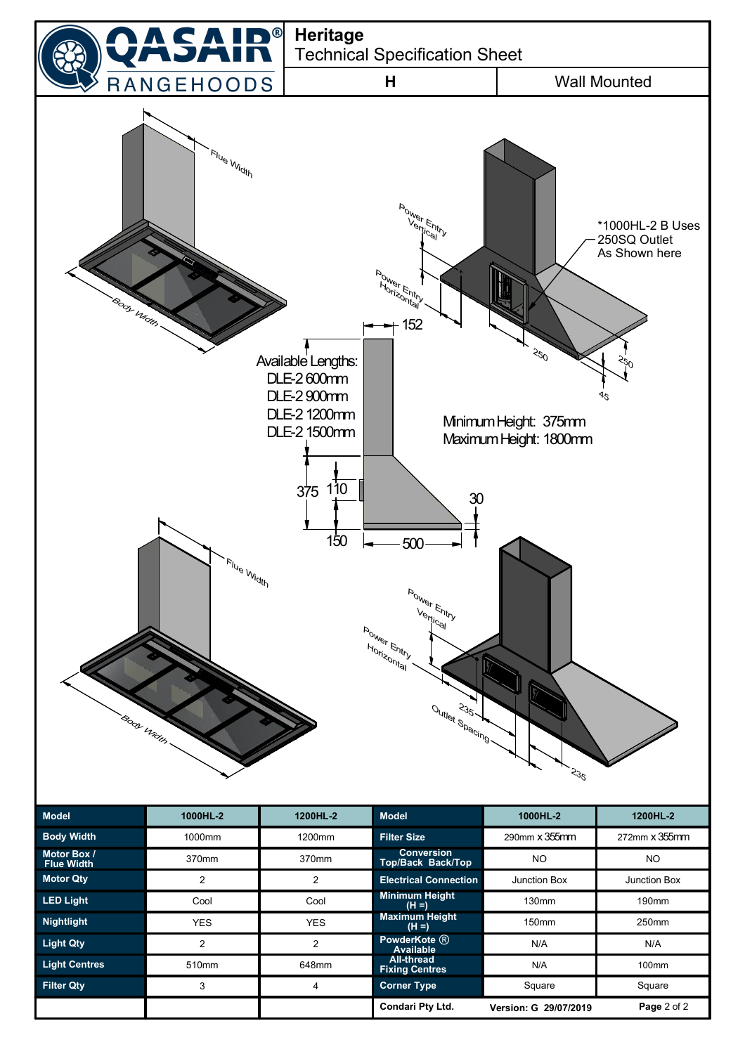# Heritage

Technical Specification Sheet

H | Wall Mounted

Flue Width

Body Width

Power Entry Vertical

Power Entry Horizontal

*1000HL-2 B Uses 250SQ Outlet As Shown here

152

250

250

45

Available Lengths:
DLE-2 600mm
DLE-2 900mm
DLE-2 1200mm
DLE-2 1500mm

Minimum Height: 375mm
Maximum Height: 1800mm

375 110

30

150

500

Flue Width

Body Width

Power Entry Vertical

Power Entry Horizontal

235

Outlet Spacing

235

| Model | 1000HL-2 | 1200HL-2 | Model | 1000HL-2 | 1200HL-2 |
|---|---|---|---|---|---|
| Body Width | 1000mm | 1200mm | Filter Size | 290mm x 355mm | 272mm x 355mm |
| Motor Box / Flue Width | 370mm | 370mm | Conversion Top/Back Back/Top | NO | NO |
| Motor Qty | 2 | 2 | Electrical Connection | Junction Box | Junction Box |
| LED Light | Cool | Cool | Minimum Height (H =) | 130mm | 190mm |
| Nightlight | YES | YES | Maximum Height (H =) | 150mm | 250mm |
| Light Qty | 2 | 2 | PowderKote ® Available | N/A | N/A |
| Light Centres | 510mm | 648mm | All-thread Fixing Centres | N/A | 100mm |
| Filter Qty | 3 | 4 | Corner Type | Square | Square |
| | | | Condari Pty Ltd. | Version: G 29/07/2019 | |